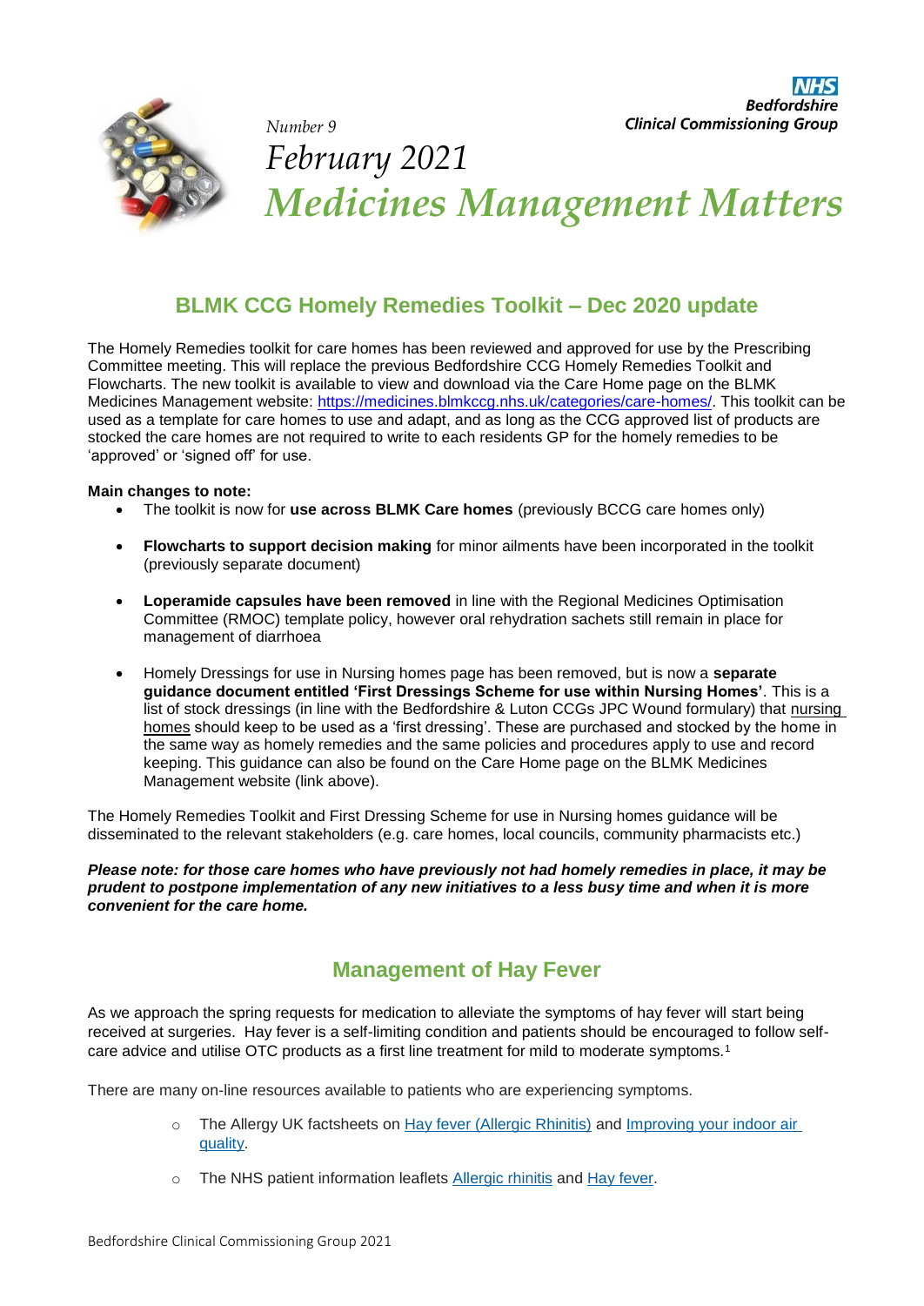NHS
**Bedfordshire**
**Clinical Commissioning Group**

Number 9

# February 2021

# Medicines Management Matters

## BLMK CCG Homely Remedies Toolkit – Dec 2020 update

The Homely Remedies toolkit for care homes has been reviewed and approved for use by the Prescribing Committee meeting. This will replace the previous Bedfordshire CCG Homely Remedies Toolkit and Flowcharts. The new toolkit is available to view and download via the Care Home page on the BLMK Medicines Management website: https://medicines.blmkccg.nhs.uk/categories/care-homes/. This toolkit can be used as a template for care homes to use and adapt, and as long as the CCG approved list of products are stocked the care homes are not required to write to each residents GP for the homely remedies to be 'approved' or 'signed off' for use.

**Main changes to note:**

- The toolkit is now for **use across BLMK Care homes** (previously BCCG care homes only)
- **Flowcharts to support decision making** for minor ailments have been incorporated in the toolkit (previously separate document)
- **Loperamide capsules have been removed** in line with the Regional Medicines Optimisation Committee (RMOC) template policy, however oral rehydration sachets still remain in place for management of diarrhoea
- Homely Dressings for use in Nursing homes page has been removed, but is now a **separate guidance document entitled 'First Dressings Scheme for use within Nursing Homes'**. This is a list of stock dressings (in line with the Bedfordshire & Luton CCGs JPC Wound formulary) that nursing homes should keep to be used as a 'first dressing'. These are purchased and stocked by the home in the same way as homely remedies and the same policies and procedures apply to use and record keeping. This guidance can also be found on the Care Home page on the BLMK Medicines Management website (link above).

The Homely Remedies Toolkit and First Dressing Scheme for use in Nursing homes guidance will be disseminated to the relevant stakeholders (e.g. care homes, local councils, community pharmacists etc.)

***Please note: for those care homes who have previously not had homely remedies in place, it may be prudent to postpone implementation of any new initiatives to a less busy time and when it is more convenient for the care home.***

## Management of Hay Fever

As we approach the spring requests for medication to alleviate the symptoms of hay fever will start being received at surgeries. Hay fever is a self-limiting condition and patients should be encouraged to follow self-care advice and utilise OTC products as a first line treatment for mild to moderate symptoms.[1]

There are many on-line resources available to patients who are experiencing symptoms.

- The Allergy UK factsheets on Hay fever (Allergic Rhinitis) and Improving your indoor air quality.
- The NHS patient information leaflets Allergic rhinitis and Hay fever.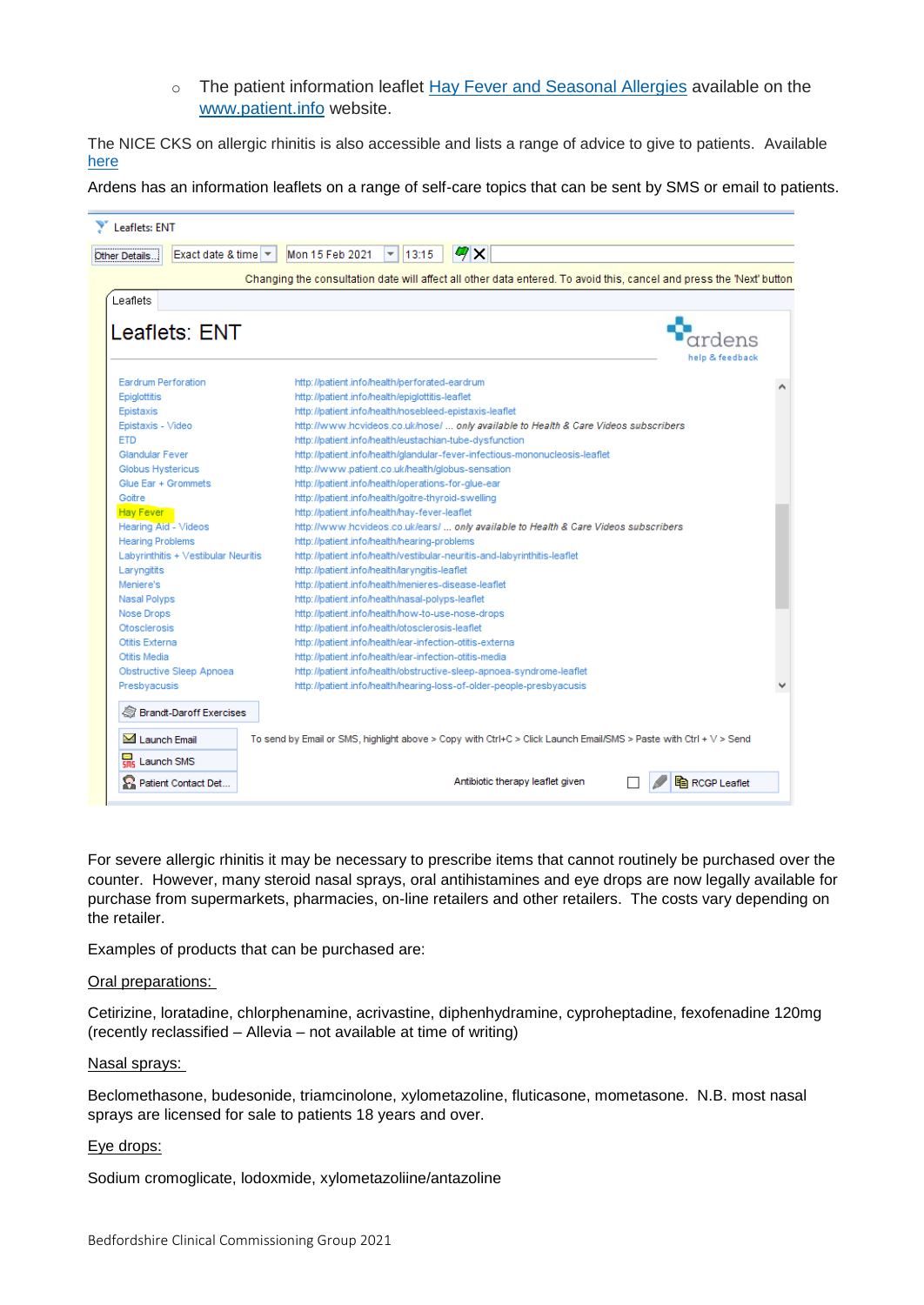- The patient information leaflet Hay Fever and Seasonal Allergies available on the www.patient.info website.

The NICE CKS on allergic rhinitis is also accessible and lists a range of advice to give to patients. Available here

Ardens has an information leaflets on a range of self-care topics that can be sent by SMS or email to patients.

Leaflets: ENT

Other Details... | Exact date & time | Mon 15 Feb 2021 | 13:15

Changing the consultation date will affect all other data entered. To avoid this, cancel and press the 'Next' button

Leaflets

**Leaflets: ENT**

ardens help & feedback

| Topic | Link |
|---|---|
| Eardrum Perforation | http://patient.info/health/perforated-eardrum |
| Epiglottitis | http://patient.info/health/epiglottitis-leaflet |
| Epistaxis | http://patient.info/health/nosebleed-epistaxis-leaflet |
| Epistaxis - Video | http://www.hcvideos.co.uk/nose/ ... *only available to Health & Care Videos subscribers* |
| ETD | http://patient.info/health/eustachian-tube-dysfunction |
| Glandular Fever | http://patient.info/health/glandular-fever-infectious-mononucleosis-leaflet |
| Globus Hystericus | http://www.patient.co.uk/health/globus-sensation |
| Glue Ear + Grommets | http://patient.info/health/operations-for-glue-ear |
| Goitre | http://patient.info/health/goitre-thyroid-swelling |
| Hay Fever | http://patient.info/health/hay-fever-leaflet |
| Hearing Aid - Videos | http://www.hcvideos.co.uk/ears/ ... *only available to Health & Care Videos subscribers* |
| Hearing Problems | http://patient.info/health/hearing-problems |
| Labyrinthitis + Vestibular Neuritis | http://patient.info/health/vestibular-neuritis-and-labyrinthitis-leaflet |
| Laryngitits | http://patient.info/health/laryngitis-leaflet |
| Meniere's | http://patient.info/health/menieres-disease-leaflet |
| Nasal Polyps | http://patient.info/health/nasal-polyps-leaflet |
| Nose Drops | http://patient.info/health/how-to-use-nose-drops |
| Otosclerosis | http://patient.info/health/otosclerosis-leaflet |
| Otitis Externa | http://patient.info/health/ear-infection-otitis-externa |
| Otitis Media | http://patient.info/health/ear-infection-otitis-media |
| Obstructive Sleep Apnoea | http://patient.info/health/obstructive-sleep-apnoea-syndrome-leaflet |
| Presbyacusis | http://patient.info/health/hearing-loss-of-older-people-presbyacusis |

Brandt-Daroff Exercises

Launch Email | To send by Email or SMS, highlight above > Copy with Ctrl+C > Click Launch Email/SMS > Paste with Ctrl + V > Send

Launch SMS

Patient Contact Det... | Antibiotic therapy leaflet given | RCGP Leaflet

For severe allergic rhinitis it may be necessary to prescribe items that cannot routinely be purchased over the counter. However, many steroid nasal sprays, oral antihistamines and eye drops are now legally available for purchase from supermarkets, pharmacies, on-line retailers and other retailers. The costs vary depending on the retailer.

Examples of products that can be purchased are:

Oral preparations:

Cetirizine, loratadine, chlorphenamine, acrivastine, diphenhydramine, cyproheptadine, fexofenadine 120mg (recently reclassified – Allevia – not available at time of writing)

Nasal sprays:

Beclomethasone, budesonide, triamcinolone, xylometazoline, fluticasone, mometasone. N.B. most nasal sprays are licensed for sale to patients 18 years and over.

Eye drops:

Sodium cromoglicate, lodoxmide, xylometazoliine/antazoline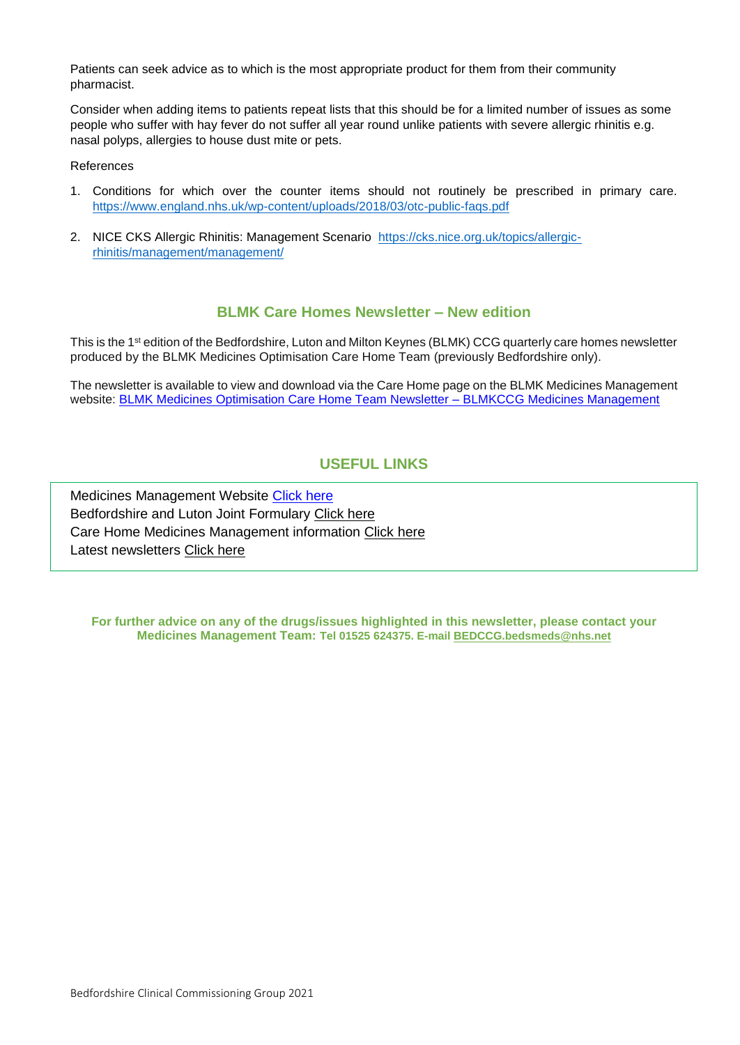Patients can seek advice as to which is the most appropriate product for them from their community pharmacist.

Consider when adding items to patients repeat lists that this should be for a limited number of issues as some people who suffer with hay fever do not suffer all year round unlike patients with severe allergic rhinitis e.g. nasal polyps, allergies to house dust mite or pets.

References

1. Conditions for which over the counter items should not routinely be prescribed in primary care. https://www.england.nhs.uk/wp-content/uploads/2018/03/otc-public-faqs.pdf
2. NICE CKS Allergic Rhinitis: Management Scenario https://cks.nice.org.uk/topics/allergic-rhinitis/management/management/

## BLMK Care Homes Newsletter – New edition

This is the 1st edition of the Bedfordshire, Luton and Milton Keynes (BLMK) CCG quarterly care homes newsletter produced by the BLMK Medicines Optimisation Care Home Team (previously Bedfordshire only).

The newsletter is available to view and download via the Care Home page on the BLMK Medicines Management website: BLMK Medicines Optimisation Care Home Team Newsletter – BLMKCCG Medicines Management

## USEFUL LINKS

Medicines Management Website Click here
Bedfordshire and Luton Joint Formulary Click here
Care Home Medicines Management information Click here
Latest newsletters Click here

**For further advice on any of the drugs/issues highlighted in this newsletter, please contact your Medicines Management Team: Tel 01525 624375. E-mail BEDCCG.bedsmeds@nhs.net**